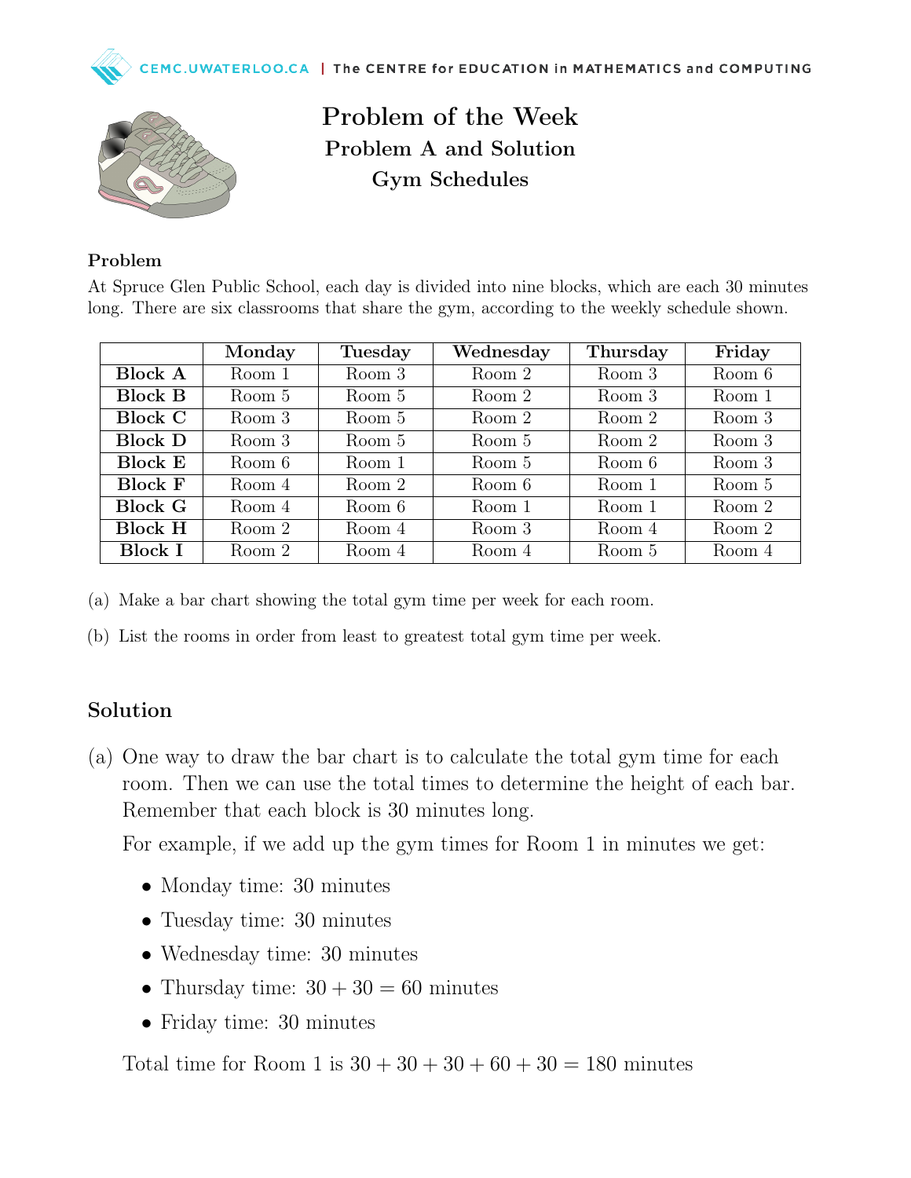# Problem of the Week

## Problem A and Solution

## Gym Schedules

### Problem

At Spruce Glen Public School, each day is divided into nine blocks, which are each 30 minutes long. There are six classrooms that share the gym, according to the weekly schedule shown.

| | Monday | Tuesday | Wednesday | Thursday | Friday |
|---|---|---|---|---|---|
| **Block A** | Room 1 | Room 3 | Room 2 | Room 3 | Room 6 |
| **Block B** | Room 5 | Room 5 | Room 2 | Room 3 | Room 1 |
| **Block C** | Room 3 | Room 5 | Room 2 | Room 2 | Room 3 |
| **Block D** | Room 3 | Room 5 | Room 5 | Room 2 | Room 3 |
| **Block E** | Room 6 | Room 1 | Room 5 | Room 6 | Room 3 |
| **Block F** | Room 4 | Room 2 | Room 6 | Room 1 | Room 5 |
| **Block G** | Room 4 | Room 6 | Room 1 | Room 1 | Room 2 |
| **Block H** | Room 2 | Room 4 | Room 3 | Room 4 | Room 2 |
| **Block I** | Room 2 | Room 4 | Room 4 | Room 5 | Room 4 |

(a) Make a bar chart showing the total gym time per week for each room.

(b) List the rooms in order from least to greatest total gym time per week.

### Solution

(a) One way to draw the bar chart is to calculate the total gym time for each room. Then we can use the total times to determine the height of each bar. Remember that each block is 30 minutes long.

For example, if we add up the gym times for Room 1 in minutes we get:

- Monday time: 30 minutes
- Tuesday time: 30 minutes
- Wednesday time: 30 minutes
- Thursday time: $30 + 30 = 60$ minutes
- Friday time: 30 minutes

Total time for Room 1 is $30 + 30 + 30 + 60 + 30 = 180$ minutes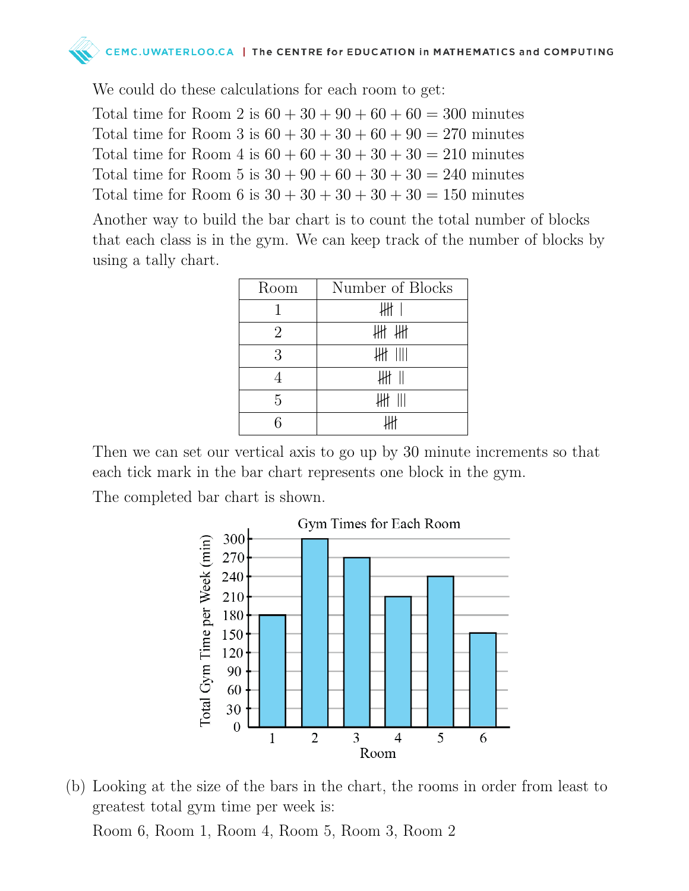We could do these calculations for each room to get:

Total time for Room 2 is $60 + 30 + 90 + 60 + 60 = 300$ minutes
Total time for Room 3 is $60 + 30 + 30 + 60 + 90 = 270$ minutes
Total time for Room 4 is $60 + 60 + 30 + 30 + 30 = 210$ minutes
Total time for Room 5 is $30 + 90 + 60 + 30 + 30 = 240$ minutes
Total time for Room 6 is $30 + 30 + 30 + 30 + 30 = 150$ minutes

Another way to build the bar chart is to count the total number of blocks that each class is in the gym. We can keep track of the number of blocks by using a tally chart.

| Room | Number of Blocks |
|---|---|
| 1 | 卌 I |
| 2 | 卌 卌 |
| 3 | 卌 IIII |
| 4 | 卌 II |
| 5 | 卌 III |
| 6 | 卌 |

Then we can set our vertical axis to go up by 30 minute increments so that each tick mark in the bar chart represents one block in the gym.

The completed bar chart is shown.

Gym Times for Each Room

Total Gym Time per Week (min)

300
270
240
210
180
150
120
90
60
30
0

1 2 3 4 5 6

Room

(b) Looking at the size of the bars in the chart, the rooms in order from least to greatest total gym time per week is:

Room 6, Room 1, Room 4, Room 5, Room 3, Room 2